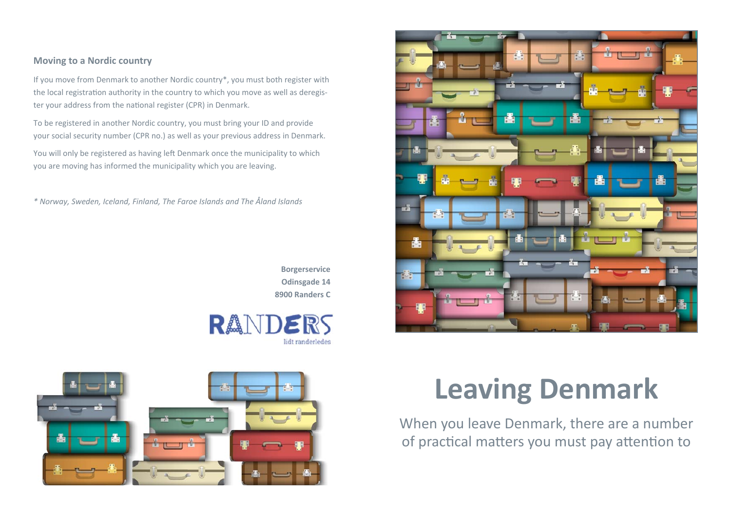## Moving to a Nordic country

If you move from Denmark to another Nordic country*, you must both register with the local registration authority in the country to which you move as well as deregister your address from the national register (CPR) in Denmark.

To be registered in another Nordic country, you must bring your ID and provide your social security number (CPR no.) as well as your previous address in Denmark.

You will only be registered as having left Denmark once the municipality to which you are moving has informed the municipality which you are leaving.

*\* Norway, Sweden, Iceland, Finland, The Faroe Islands and The Åland Islands*

**Borgerservice**
**Odinsgade 14**
**8900 Randers C**

RANDERS
lidt randerledes

# Leaving Denmark

When you leave Denmark, there are a number of practical matters you must pay attention to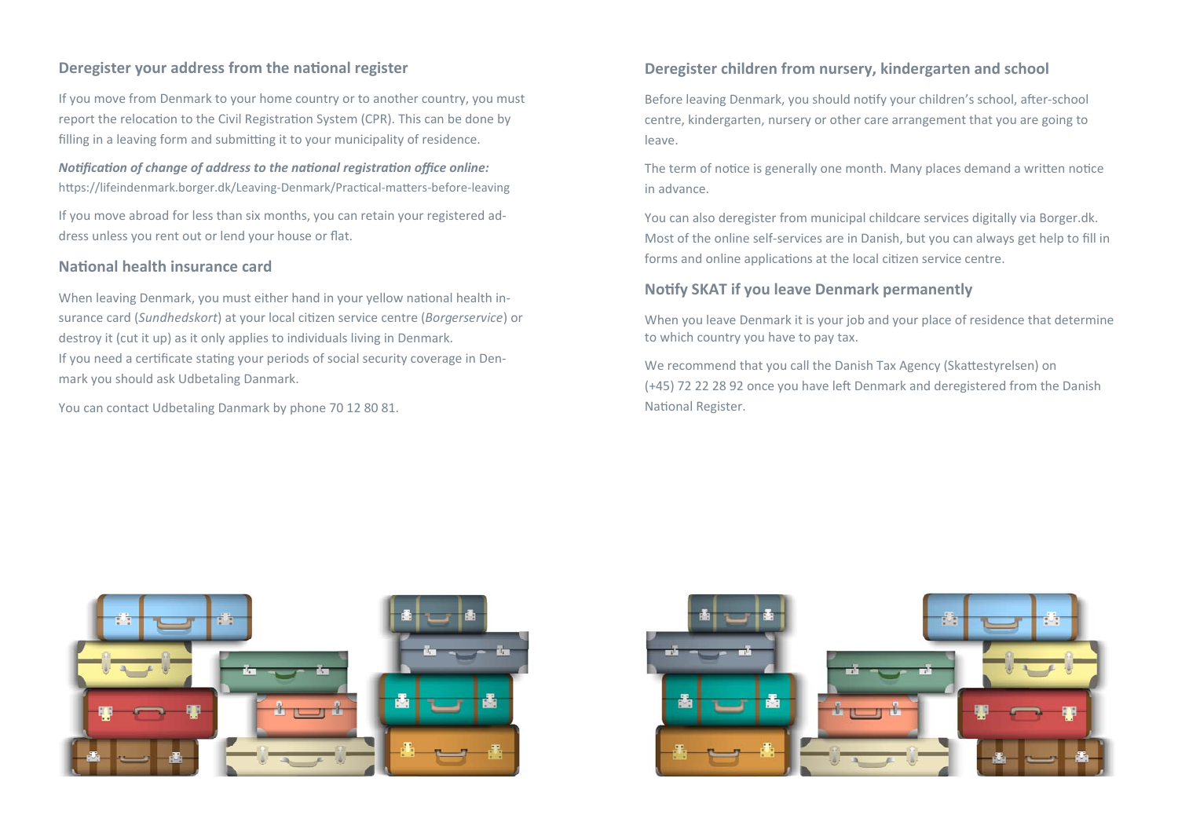## Deregister your address from the national register

If you move from Denmark to your home country or to another country, you must report the relocation to the Civil Registration System (CPR). This can be done by filling in a leaving form and submitting it to your municipality of residence.

***Notification of change of address to the national registration office online:***
https://lifeindenmark.borger.dk/Leaving-Denmark/Practical-matters-before-leaving

If you move abroad for less than six months, you can retain your registered address unless you rent out or lend your house or flat.

## National health insurance card

When leaving Denmark, you must either hand in your yellow national health insurance card (*Sundhedskort*) at your local citizen service centre (*Borgerservice*) or destroy it (cut it up) as it only applies to individuals living in Denmark.
If you need a certificate stating your periods of social security coverage in Denmark you should ask Udbetaling Danmark.

You can contact Udbetaling Danmark by phone 70 12 80 81.

## Deregister children from nursery, kindergarten and school

Before leaving Denmark, you should notify your children's school, after-school centre, kindergarten, nursery or other care arrangement that you are going to leave.

The term of notice is generally one month. Many places demand a written notice in advance.

You can also deregister from municipal childcare services digitally via Borger.dk. Most of the online self-services are in Danish, but you can always get help to fill in forms and online applications at the local citizen service centre.

## Notify SKAT if you leave Denmark permanently

When you leave Denmark it is your job and your place of residence that determine to which country you have to pay tax.

We recommend that you call the Danish Tax Agency (Skattestyrelsen) on (+45) 72 22 28 92 once you have left Denmark and deregistered from the Danish National Register.